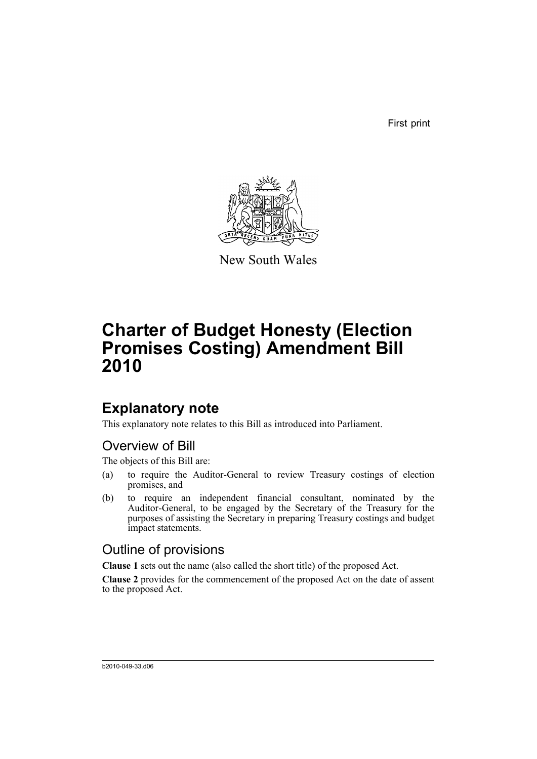First print

New South Wales

# Charter of Budget Honesty (Election Promises Costing) Amendment Bill 2010

## Explanatory note

This explanatory note relates to this Bill as introduced into Parliament.

### Overview of Bill

The objects of this Bill are:

(a) to require the Auditor-General to review Treasury costings of election promises, and

(b) to require an independent financial consultant, nominated by the Auditor-General, to be engaged by the Secretary of the Treasury for the purposes of assisting the Secretary in preparing Treasury costings and budget impact statements.

### Outline of provisions

**Clause 1** sets out the name (also called the short title) of the proposed Act.

**Clause 2** provides for the commencement of the proposed Act on the date of assent to the proposed Act.

b2010-049-33.d06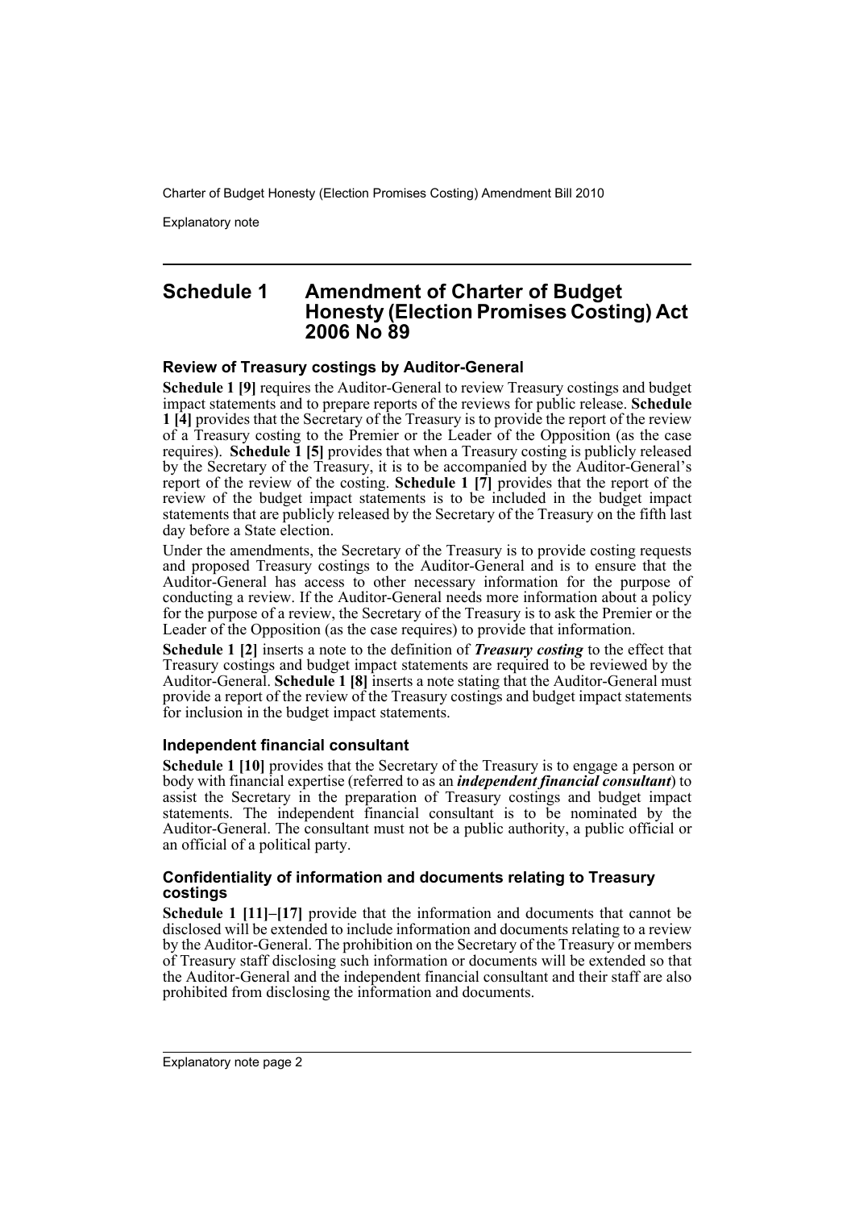## Schedule 1 Amendment of Charter of Budget Honesty (Election Promises Costing) Act 2006 No 89

### Review of Treasury costings by Auditor-General

**Schedule 1 [9]** requires the Auditor-General to review Treasury costings and budget impact statements and to prepare reports of the reviews for public release. **Schedule 1 [4]** provides that the Secretary of the Treasury is to provide the report of the review of a Treasury costing to the Premier or the Leader of the Opposition (as the case requires). **Schedule 1 [5]** provides that when a Treasury costing is publicly released by the Secretary of the Treasury, it is to be accompanied by the Auditor-General's report of the review of the costing. **Schedule 1 [7]** provides that the report of the review of the budget impact statements is to be included in the budget impact statements that are publicly released by the Secretary of the Treasury on the fifth last day before a State election.

Under the amendments, the Secretary of the Treasury is to provide costing requests and proposed Treasury costings to the Auditor-General and is to ensure that the Auditor-General has access to other necessary information for the purpose of conducting a review. If the Auditor-General needs more information about a policy for the purpose of a review, the Secretary of the Treasury is to ask the Premier or the Leader of the Opposition (as the case requires) to provide that information.

**Schedule 1 [2]** inserts a note to the definition of ***Treasury costing*** to the effect that Treasury costings and budget impact statements are required to be reviewed by the Auditor-General. **Schedule 1 [8]** inserts a note stating that the Auditor-General must provide a report of the review of the Treasury costings and budget impact statements for inclusion in the budget impact statements.

### Independent financial consultant

**Schedule 1 [10]** provides that the Secretary of the Treasury is to engage a person or body with financial expertise (referred to as an ***independent financial consultant***) to assist the Secretary in the preparation of Treasury costings and budget impact statements. The independent financial consultant is to be nominated by the Auditor-General. The consultant must not be a public authority, a public official or an official of a political party.

### Confidentiality of information and documents relating to Treasury costings

**Schedule 1 [11]–[17]** provide that the information and documents that cannot be disclosed will be extended to include information and documents relating to a review by the Auditor-General. The prohibition on the Secretary of the Treasury or members of Treasury staff disclosing such information or documents will be extended so that the Auditor-General and the independent financial consultant and their staff are also prohibited from disclosing the information and documents.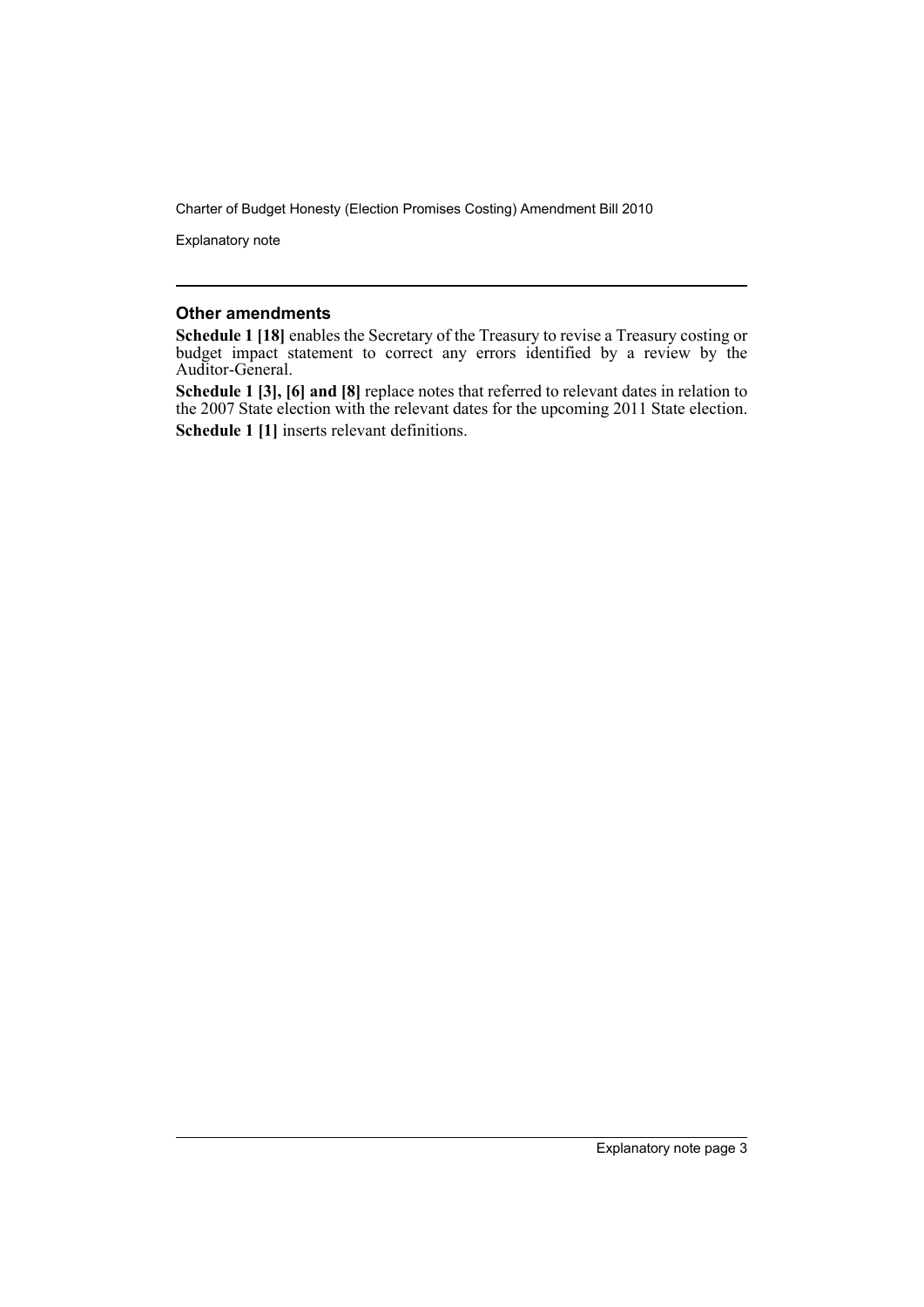### Other amendments

**Schedule 1 [18]** enables the Secretary of the Treasury to revise a Treasury costing or budget impact statement to correct any errors identified by a review by the Auditor-General.

**Schedule 1 [3], [6] and [8]** replace notes that referred to relevant dates in relation to the 2007 State election with the relevant dates for the upcoming 2011 State election.

**Schedule 1 [1]** inserts relevant definitions.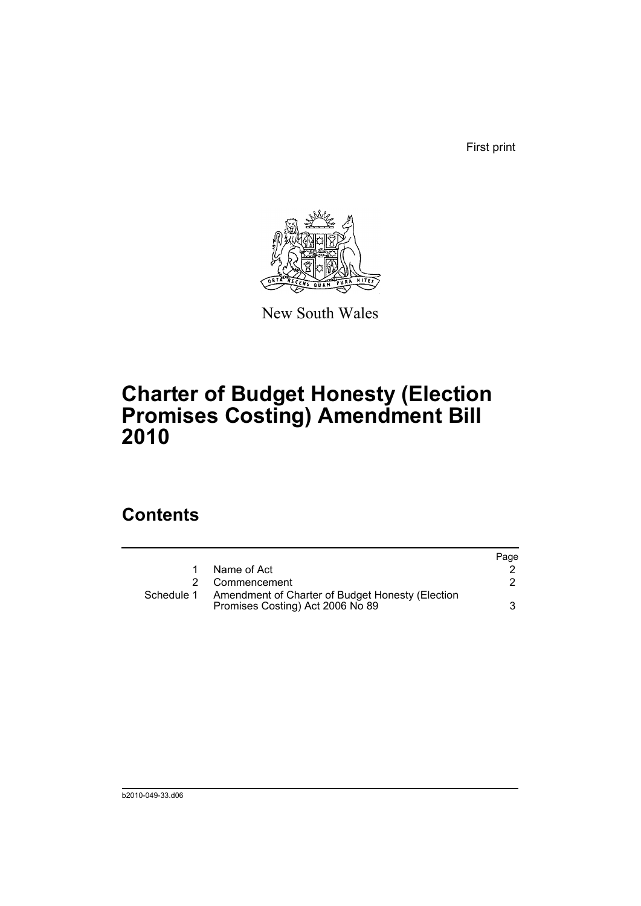First print

New South Wales

# Charter of Budget Honesty (Election Promises Costing) Amendment Bill 2010

## Contents

| | | Page |
|---|---|---|
| 1 | Name of Act | 2 |
| 2 | Commencement | 2 |
| Schedule 1 | Amendment of Charter of Budget Honesty (Election Promises Costing) Act 2006 No 89 | 3 |

b2010-049-33.d06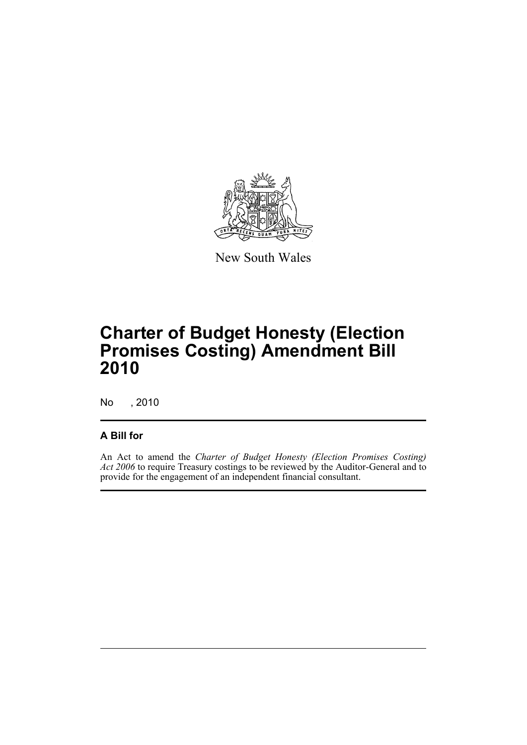New South Wales

# Charter of Budget Honesty (Election Promises Costing) Amendment Bill 2010

No , 2010

## A Bill for

An Act to amend the *Charter of Budget Honesty (Election Promises Costing) Act 2006* to require Treasury costings to be reviewed by the Auditor-General and to provide for the engagement of an independent financial consultant.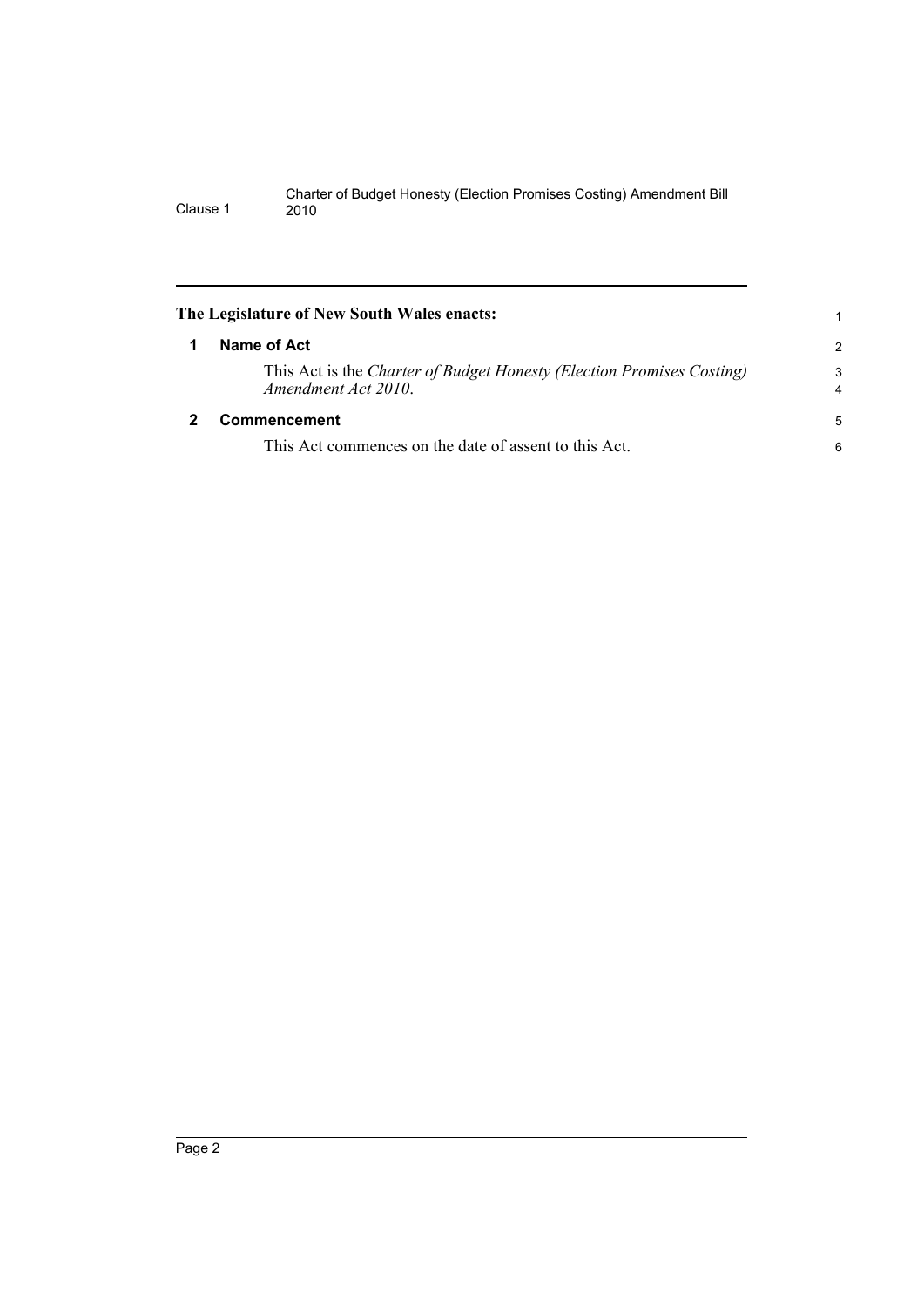**The Legislature of New South Wales enacts:**

## 1 Name of Act

This Act is the *Charter of Budget Honesty (Election Promises Costing) Amendment Act 2010*.

## 2 Commencement

This Act commences on the date of assent to this Act.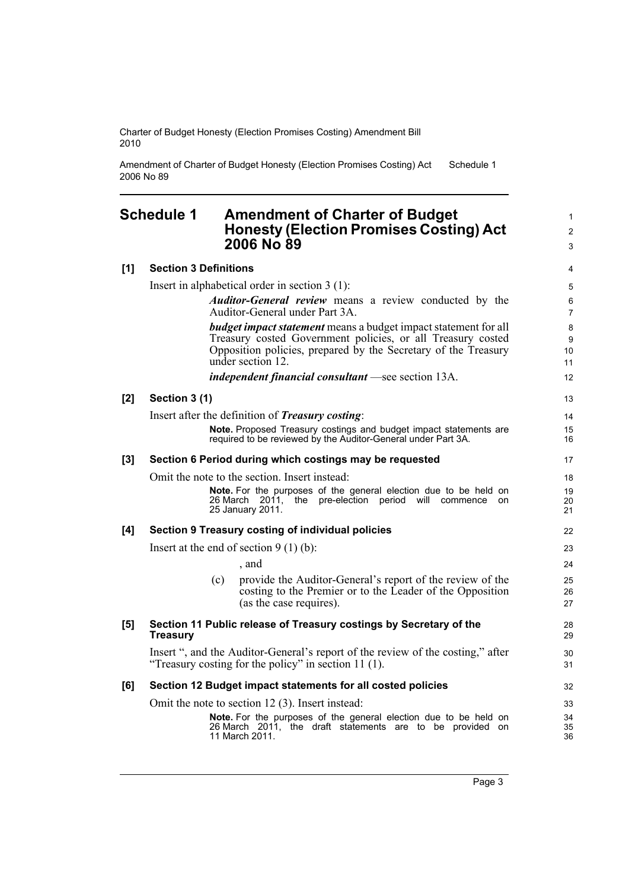# Schedule 1 Amendment of Charter of Budget Honesty (Election Promises Costing) Act 2006 No 89

**[1] Section 3 Definitions**

Insert in alphabetical order in section 3 (1):

> ***Auditor-General review*** means a review conducted by the Auditor-General under Part 3A.
>
> ***budget impact statement*** means a budget impact statement for all Treasury costed Government policies, or all Treasury costed Opposition policies, prepared by the Secretary of the Treasury under section 12.
>
> ***independent financial consultant*** —see section 13A.

**[2] Section 3 (1)**

Insert after the definition of ***Treasury costing***:

> **Note.** Proposed Treasury costings and budget impact statements are required to be reviewed by the Auditor-General under Part 3A.

**[3] Section 6 Period during which costings may be requested**

Omit the note to the section. Insert instead:

> **Note.** For the purposes of the general election due to be held on 26 March 2011, the pre-election period will commence on 25 January 2011.

**[4] Section 9 Treasury costing of individual policies**

Insert at the end of section 9 (1) (b):

> , and
>
> (c) provide the Auditor-General's report of the review of the costing to the Premier or to the Leader of the Opposition (as the case requires).

**[5] Section 11 Public release of Treasury costings by Secretary of the Treasury**

Insert ", and the Auditor-General's report of the review of the costing," after "Treasury costing for the policy" in section 11 (1).

**[6] Section 12 Budget impact statements for all costed policies**

Omit the note to section 12 (3). Insert instead:

> **Note.** For the purposes of the general election due to be held on 26 March 2011, the draft statements are to be provided on 11 March 2011.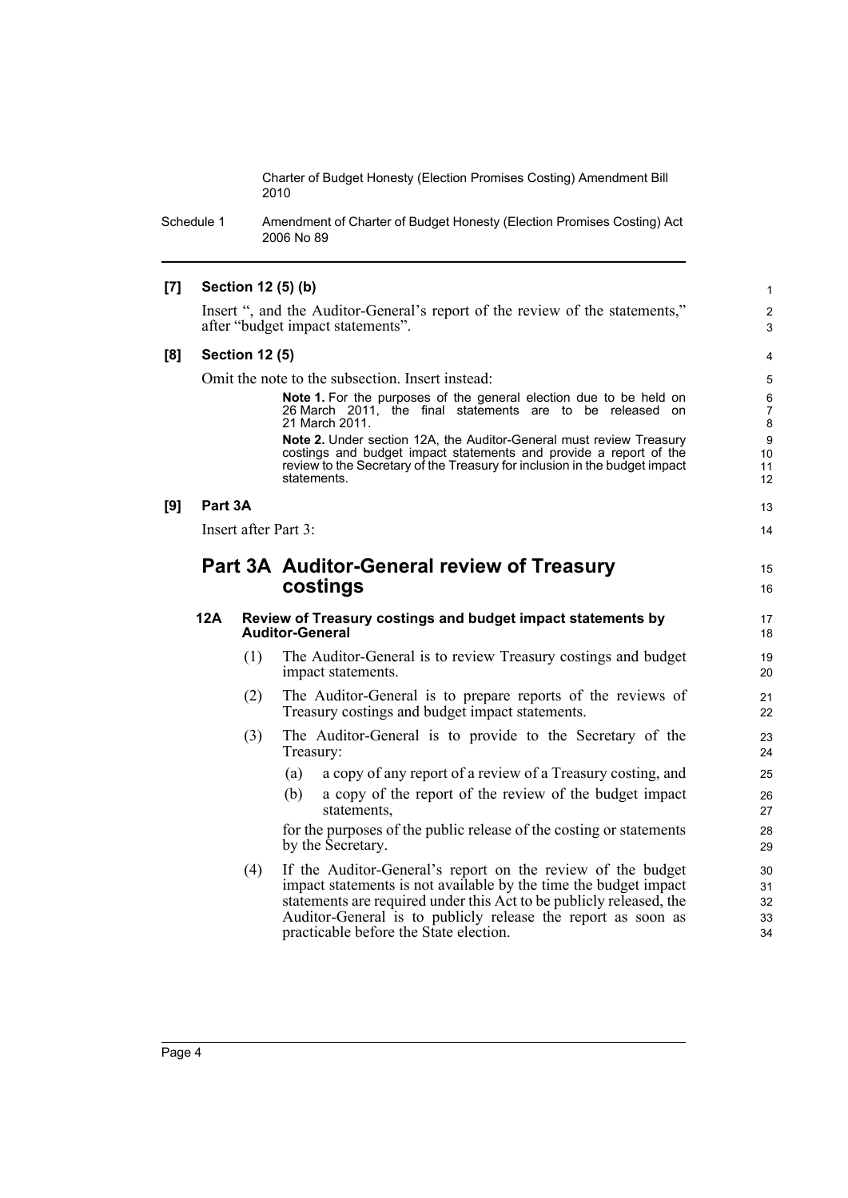**[7] Section 12 (5) (b)**

Insert ", and the Auditor-General's report of the review of the statements," after "budget impact statements".

**[8] Section 12 (5)**

Omit the note to the subsection. Insert instead:

> **Note 1.** For the purposes of the general election due to be held on 26 March 2011, the final statements are to be released on 21 March 2011.
>
> **Note 2.** Under section 12A, the Auditor-General must review Treasury costings and budget impact statements and provide a report of the review to the Secretary of the Treasury for inclusion in the budget impact statements.

**[9] Part 3A**

Insert after Part 3:

## Part 3A Auditor-General review of Treasury costings

### 12A Review of Treasury costings and budget impact statements by Auditor-General

(1) The Auditor-General is to review Treasury costings and budget impact statements.

(2) The Auditor-General is to prepare reports of the reviews of Treasury costings and budget impact statements.

(3) The Auditor-General is to provide to the Secretary of the Treasury:

(a) a copy of any report of a review of a Treasury costing, and

(b) a copy of the report of the review of the budget impact statements,

for the purposes of the public release of the costing or statements by the Secretary.

(4) If the Auditor-General's report on the review of the budget impact statements is not available by the time the budget impact statements are required under this Act to be publicly released, the Auditor-General is to publicly release the report as soon as practicable before the State election.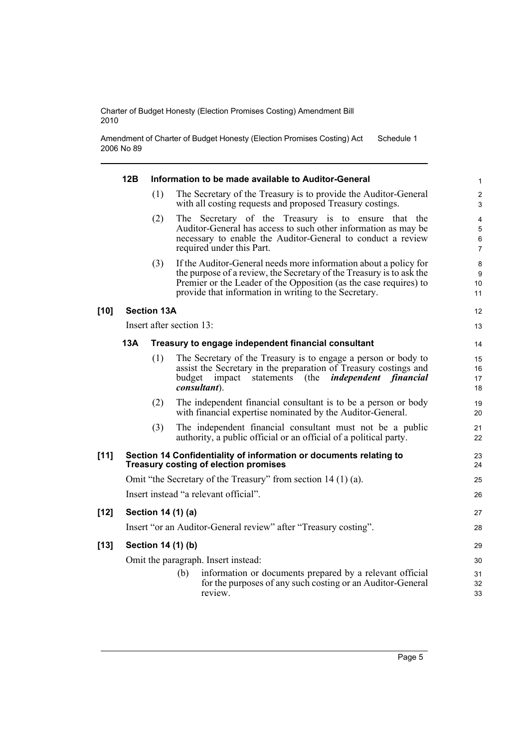**12B Information to be made available to Auditor-General**

(1) The Secretary of the Treasury is to provide the Auditor-General with all costing requests and proposed Treasury costings.

(2) The Secretary of the Treasury is to ensure that the Auditor-General has access to such other information as may be necessary to enable the Auditor-General to conduct a review required under this Part.

(3) If the Auditor-General needs more information about a policy for the purpose of a review, the Secretary of the Treasury is to ask the Premier or the Leader of the Opposition (as the case requires) to provide that information in writing to the Secretary.

**[10] Section 13A**

Insert after section 13:

**13A Treasury to engage independent financial consultant**

(1) The Secretary of the Treasury is to engage a person or body to assist the Secretary in the preparation of Treasury costings and budget impact statements (the ***independent financial consultant***).

(2) The independent financial consultant is to be a person or body with financial expertise nominated by the Auditor-General.

(3) The independent financial consultant must not be a public authority, a public official or an official of a political party.

**[11] Section 14 Confidentiality of information or documents relating to Treasury costing of election promises**

Omit "the Secretary of the Treasury" from section 14 (1) (a).

Insert instead "a relevant official".

**[12] Section 14 (1) (a)**

Insert "or an Auditor-General review" after "Treasury costing".

**[13] Section 14 (1) (b)**

Omit the paragraph. Insert instead:

(b) information or documents prepared by a relevant official for the purposes of any such costing or an Auditor-General review.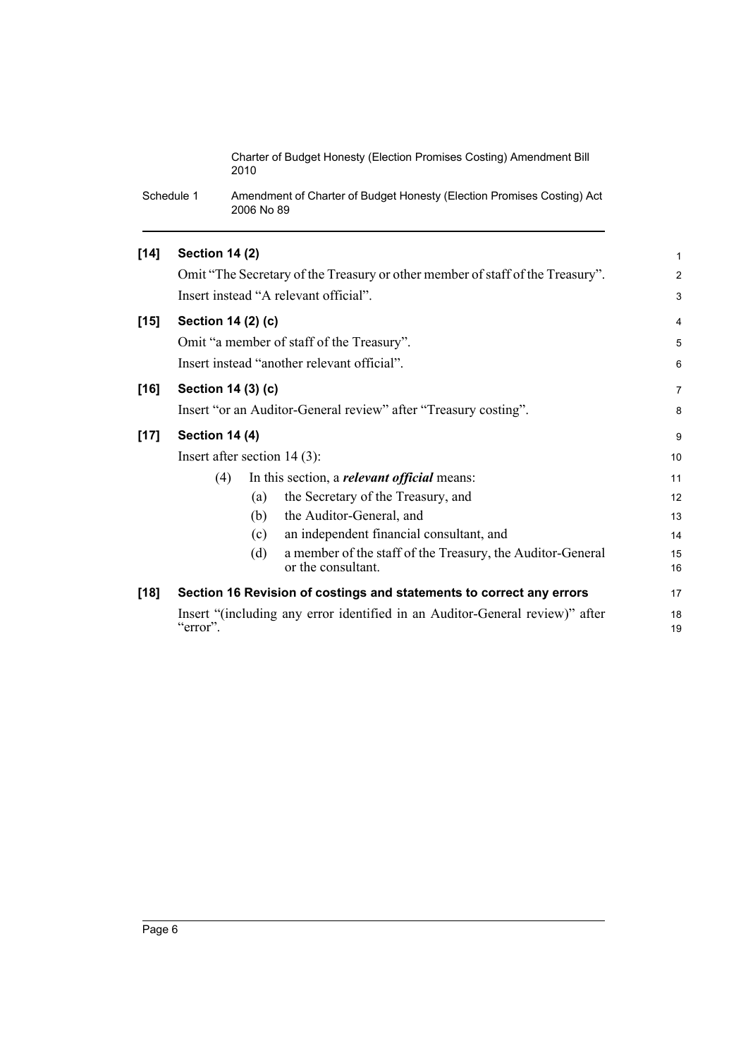**[14] Section 14 (2)**

Omit "The Secretary of the Treasury or other member of staff of the Treasury".

Insert instead "A relevant official".

**[15] Section 14 (2) (c)**

Omit "a member of staff of the Treasury".

Insert instead "another relevant official".

**[16] Section 14 (3) (c)**

Insert "or an Auditor-General review" after "Treasury costing".

**[17] Section 14 (4)**

Insert after section 14 (3):

(4) In this section, a ***relevant official*** means:

- (a) the Secretary of the Treasury, and
- (b) the Auditor-General, and
- (c) an independent financial consultant, and
- (d) a member of the staff of the Treasury, the Auditor-General or the consultant.

**[18] Section 16 Revision of costings and statements to correct any errors**

Insert "(including any error identified in an Auditor-General review)" after "error".